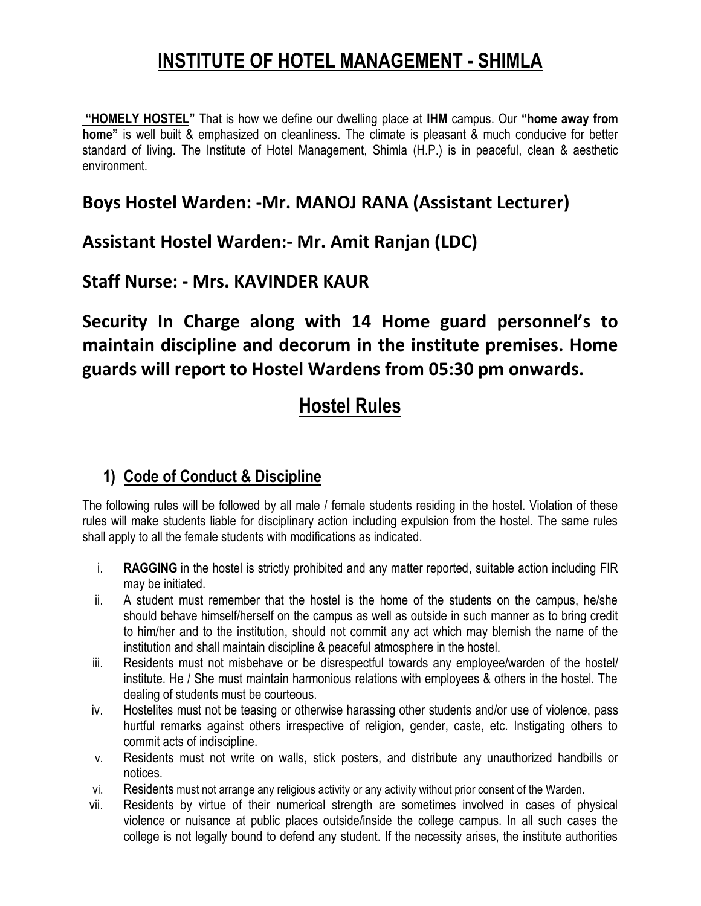# INSTITUTE OF HOTEL MANAGEMENT - SHIMLA

**"HOMELY HOSTEL"** That is how we define our dwelling place at **IHM** campus. Our **"home away from home"** is well built & emphasized on cleanliness. The climate is pleasant & much conducive for better standard of living. The Institute of Hotel Management, Shimla (H.P.) is in peaceful, clean & aesthetic environment.

**Boys Hostel Warden: -Mr. MANOJ RANA (Assistant Lecturer)**

**Assistant Hostel Warden:- Mr. Amit Ranjan (LDC)**

**Staff Nurse: - Mrs. KAVINDER KAUR**

**Security In Charge along with 14 Home guard personnel's to maintain discipline and decorum in the institute premises. Home guards will report to Hostel Wardens from 05:30 pm onwards.**

## Hostel Rules

### 1) Code of Conduct & Discipline

The following rules will be followed by all male / female students residing in the hostel. Violation of these rules will make students liable for disciplinary action including expulsion from the hostel. The same rules shall apply to all the female students with modifications as indicated.

i. **RAGGING** in the hostel is strictly prohibited and any matter reported, suitable action including FIR may be initiated.

ii. A student must remember that the hostel is the home of the students on the campus, he/she should behave himself/herself on the campus as well as outside in such manner as to bring credit to him/her and to the institution, should not commit any act which may blemish the name of the institution and shall maintain discipline & peaceful atmosphere in the hostel.

iii. Residents must not misbehave or be disrespectful towards any employee/warden of the hostel/ institute. He / She must maintain harmonious relations with employees & others in the hostel. The dealing of students must be courteous.

iv. Hostelites must not be teasing or otherwise harassing other students and/or use of violence, pass hurtful remarks against others irrespective of religion, gender, caste, etc. Instigating others to commit acts of indiscipline.

v. Residents must not write on walls, stick posters, and distribute any unauthorized handbills or notices.

vi. Residents must not arrange any religious activity or any activity without prior consent of the Warden.

vii. Residents by virtue of their numerical strength are sometimes involved in cases of physical violence or nuisance at public places outside/inside the college campus. In all such cases the college is not legally bound to defend any student. If the necessity arises, the institute authorities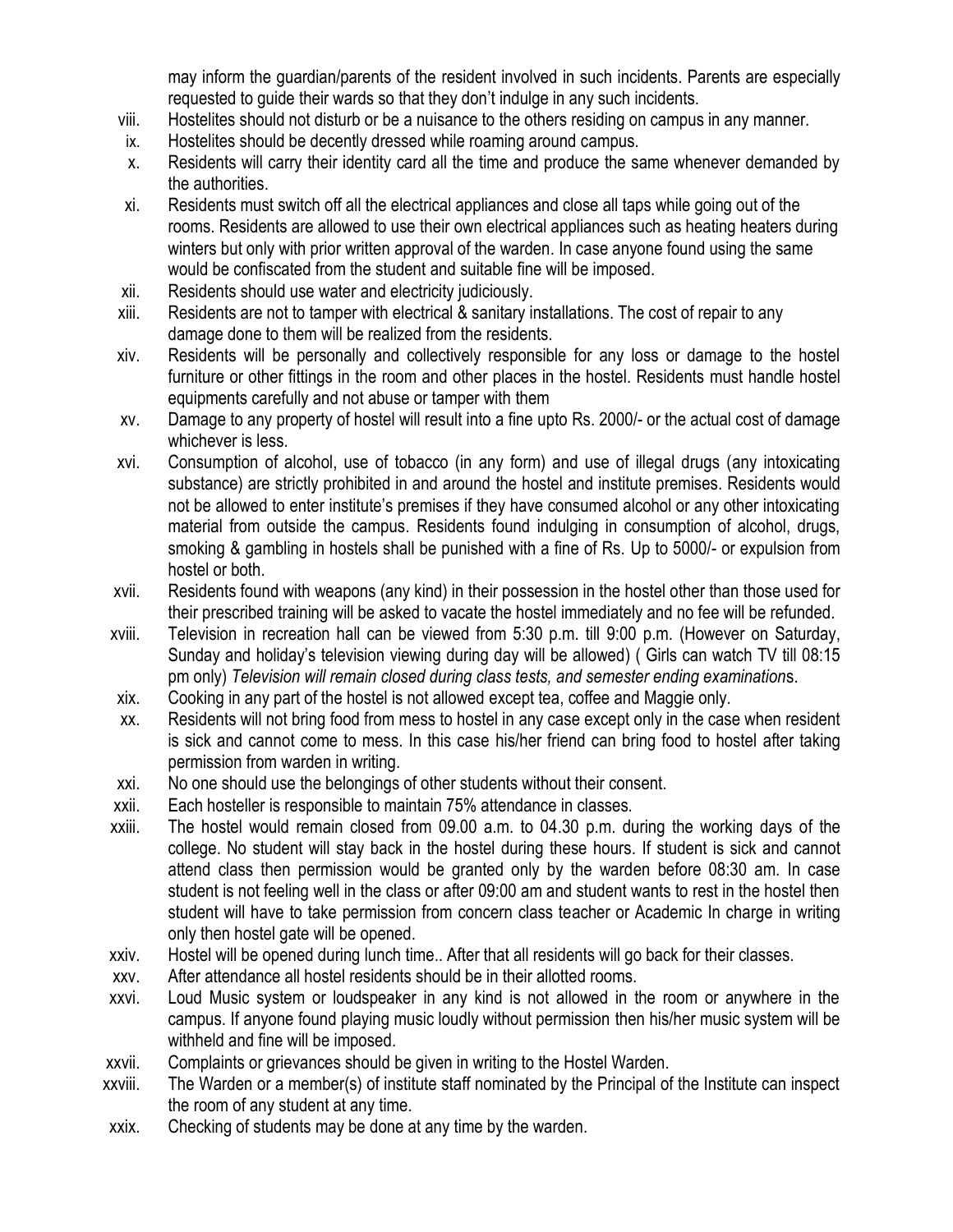may inform the guardian/parents of the resident involved in such incidents. Parents are especially requested to guide their wards so that they don't indulge in any such incidents.

viii. Hostelites should not disturb or be a nuisance to the others residing on campus in any manner.

ix. Hostelites should be decently dressed while roaming around campus.

x. Residents will carry their identity card all the time and produce the same whenever demanded by the authorities.

xi. Residents must switch off all the electrical appliances and close all taps while going out of the rooms. Residents are allowed to use their own electrical appliances such as heating heaters during winters but only with prior written approval of the warden. In case anyone found using the same would be confiscated from the student and suitable fine will be imposed.

xii. Residents should use water and electricity judiciously.

xiii. Residents are not to tamper with electrical & sanitary installations. The cost of repair to any damage done to them will be realized from the residents.

xiv. Residents will be personally and collectively responsible for any loss or damage to the hostel furniture or other fittings in the room and other places in the hostel. Residents must handle hostel equipments carefully and not abuse or tamper with them

xv. Damage to any property of hostel will result into a fine upto Rs. 2000/- or the actual cost of damage whichever is less.

xvi. Consumption of alcohol, use of tobacco (in any form) and use of illegal drugs (any intoxicating substance) are strictly prohibited in and around the hostel and institute premises. Residents would not be allowed to enter institute's premises if they have consumed alcohol or any other intoxicating material from outside the campus. Residents found indulging in consumption of alcohol, drugs, smoking & gambling in hostels shall be punished with a fine of Rs. Up to 5000/- or expulsion from hostel or both.

xvii. Residents found with weapons (any kind) in their possession in the hostel other than those used for their prescribed training will be asked to vacate the hostel immediately and no fee will be refunded.

xviii. Television in recreation hall can be viewed from 5:30 p.m. till 9:00 p.m. (However on Saturday, Sunday and holiday's television viewing during day will be allowed) ( Girls can watch TV till 08:15 pm only) *Television will remain closed during class tests, and semester ending examination*s.

xix. Cooking in any part of the hostel is not allowed except tea, coffee and Maggie only.

xx. Residents will not bring food from mess to hostel in any case except only in the case when resident is sick and cannot come to mess. In this case his/her friend can bring food to hostel after taking permission from warden in writing.

xxi. No one should use the belongings of other students without their consent.

xxii. Each hosteller is responsible to maintain 75% attendance in classes.

xxiii. The hostel would remain closed from 09.00 a.m. to 04.30 p.m. during the working days of the college. No student will stay back in the hostel during these hours. If student is sick and cannot attend class then permission would be granted only by the warden before 08:30 am. In case student is not feeling well in the class or after 09:00 am and student wants to rest in the hostel then student will have to take permission from concern class teacher or Academic In charge in writing only then hostel gate will be opened.

xxiv. Hostel will be opened during lunch time.. After that all residents will go back for their classes.

xxv. After attendance all hostel residents should be in their allotted rooms.

xxvi. Loud Music system or loudspeaker in any kind is not allowed in the room or anywhere in the campus. If anyone found playing music loudly without permission then his/her music system will be withheld and fine will be imposed.

xxvii. Complaints or grievances should be given in writing to the Hostel Warden.

xxviii. The Warden or a member(s) of institute staff nominated by the Principal of the Institute can inspect the room of any student at any time.

xxix. Checking of students may be done at any time by the warden.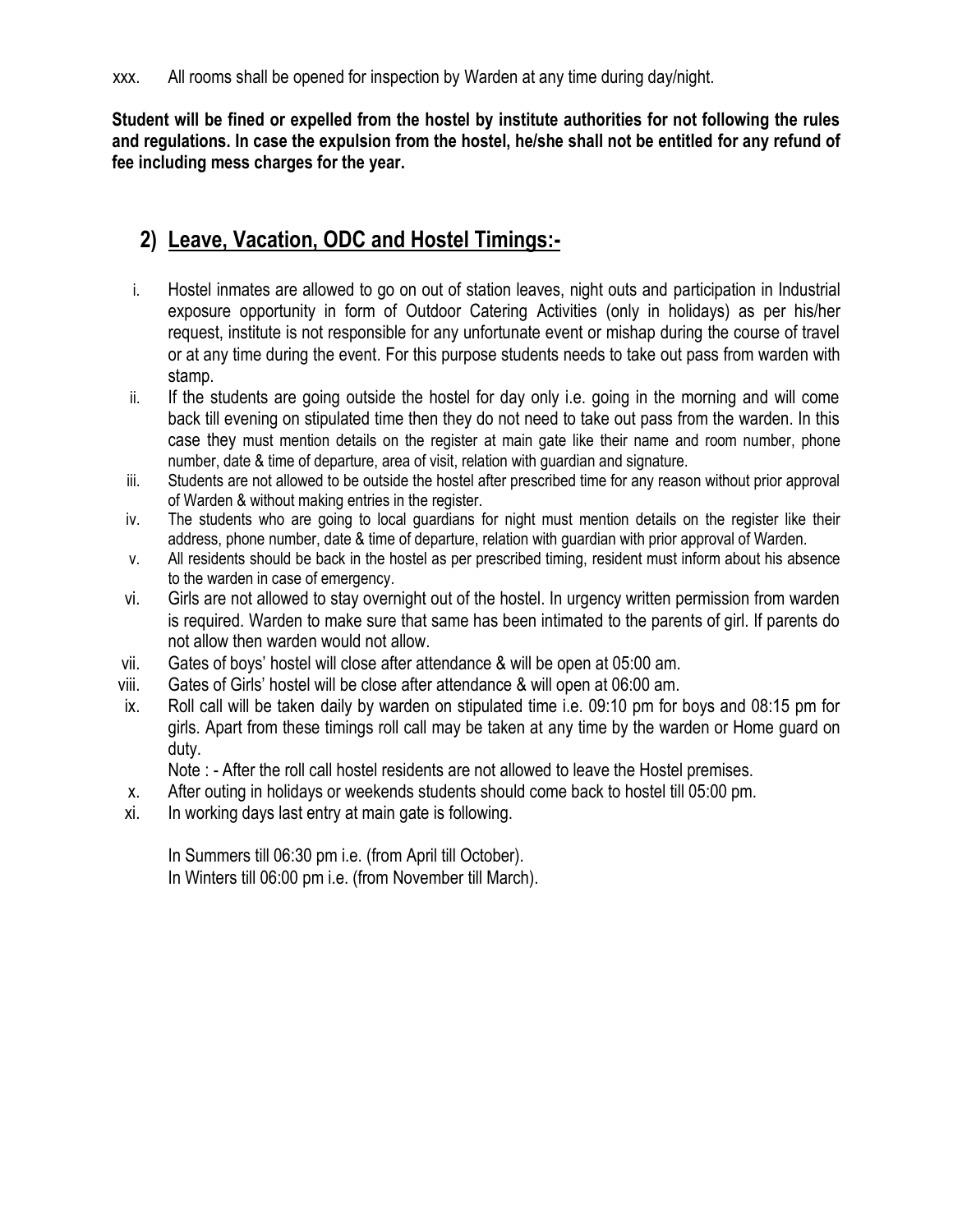xxx. All rooms shall be opened for inspection by Warden at any time during day/night.

**Student will be fined or expelled from the hostel by institute authorities for not following the rules and regulations. In case the expulsion from the hostel, he/she shall not be entitled for any refund of fee including mess charges for the year.**

## 2) Leave, Vacation, ODC and Hostel Timings:-

i. Hostel inmates are allowed to go on out of station leaves, night outs and participation in Industrial exposure opportunity in form of Outdoor Catering Activities (only in holidays) as per his/her request, institute is not responsible for any unfortunate event or mishap during the course of travel or at any time during the event. For this purpose students needs to take out pass from warden with stamp.

ii. If the students are going outside the hostel for day only i.e. going in the morning and will come back till evening on stipulated time then they do not need to take out pass from the warden. In this case they must mention details on the register at main gate like their name and room number, phone number, date & time of departure, area of visit, relation with guardian and signature.

iii. Students are not allowed to be outside the hostel after prescribed time for any reason without prior approval of Warden & without making entries in the register.

iv. The students who are going to local guardians for night must mention details on the register like their address, phone number, date & time of departure, relation with guardian with prior approval of Warden.

v. All residents should be back in the hostel as per prescribed timing, resident must inform about his absence to the warden in case of emergency.

vi. Girls are not allowed to stay overnight out of the hostel. In urgency written permission from warden is required. Warden to make sure that same has been intimated to the parents of girl. If parents do not allow then warden would not allow.

vii. Gates of boys' hostel will close after attendance & will be open at 05:00 am.

viii. Gates of Girls' hostel will be close after attendance & will open at 06:00 am.

ix. Roll call will be taken daily by warden on stipulated time i.e. 09:10 pm for boys and 08:15 pm for girls. Apart from these timings roll call may be taken at any time by the warden or Home guard on duty.

   Note : - After the roll call hostel residents are not allowed to leave the Hostel premises.

x. After outing in holidays or weekends students should come back to hostel till 05:00 pm.

xi. In working days last entry at main gate is following.

   In Summers till 06:30 pm i.e. (from April till October).
   In Winters till 06:00 pm i.e. (from November till March).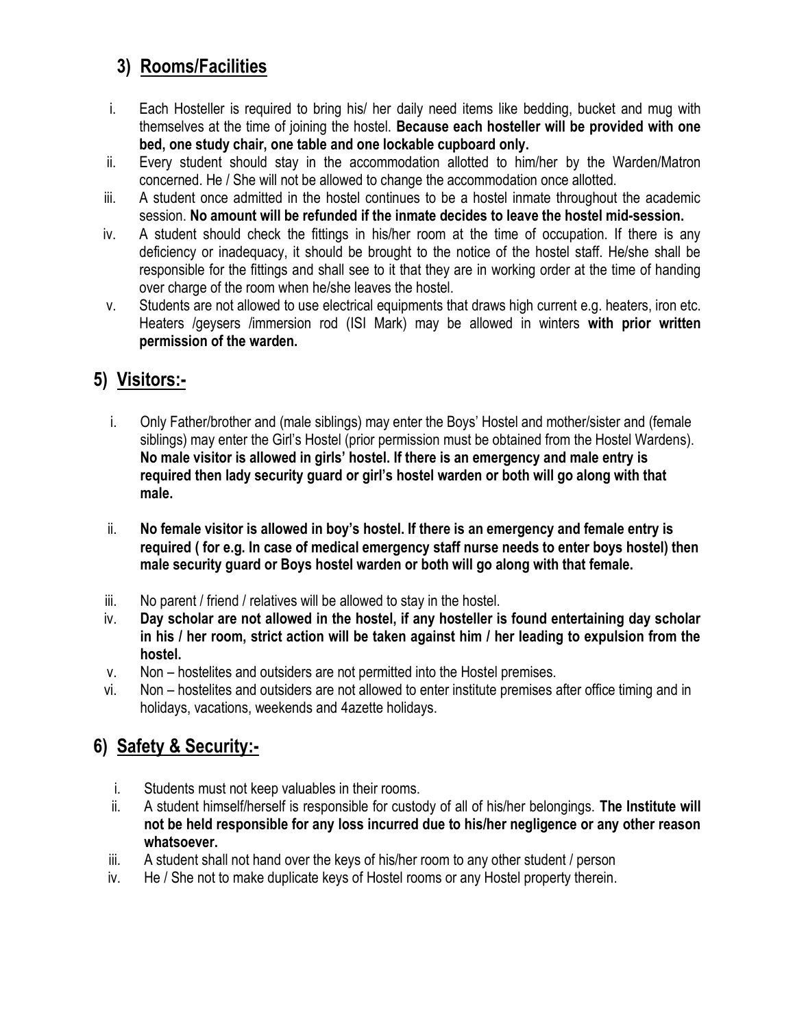## 3) Rooms/Facilities

i. Each Hosteller is required to bring his/ her daily need items like bedding, bucket and mug with themselves at the time of joining the hostel. **Because each hosteller will be provided with one bed, one study chair, one table and one lockable cupboard only.**

ii. Every student should stay in the accommodation allotted to him/her by the Warden/Matron concerned. He / She will not be allowed to change the accommodation once allotted.

iii. A student once admitted in the hostel continues to be a hostel inmate throughout the academic session. **No amount will be refunded if the inmate decides to leave the hostel mid-session.**

iv. A student should check the fittings in his/her room at the time of occupation. If there is any deficiency or inadequacy, it should be brought to the notice of the hostel staff. He/she shall be responsible for the fittings and shall see to it that they are in working order at the time of handing over charge of the room when he/she leaves the hostel.

v. Students are not allowed to use electrical equipments that draws high current e.g. heaters, iron etc. Heaters /geysers /immersion rod (ISI Mark) may be allowed in winters **with prior written permission of the warden.**

## 5) Visitors:-

i. Only Father/brother and (male siblings) may enter the Boys' Hostel and mother/sister and (female siblings) may enter the Girl's Hostel (prior permission must be obtained from the Hostel Wardens). **No male visitor is allowed in girls' hostel. If there is an emergency and male entry is required then lady security guard or girl's hostel warden or both will go along with that male.**

ii. **No female visitor is allowed in boy's hostel. If there is an emergency and female entry is required ( for e.g. In case of medical emergency staff nurse needs to enter boys hostel) then male security guard or Boys hostel warden or both will go along with that female.**

iii. No parent / friend / relatives will be allowed to stay in the hostel.

iv. **Day scholar are not allowed in the hostel, if any hosteller is found entertaining day scholar in his / her room, strict action will be taken against him / her leading to expulsion from the hostel.**

v. Non – hostelites and outsiders are not permitted into the Hostel premises.

vi. Non – hostelites and outsiders are not allowed to enter institute premises after office timing and in holidays, vacations, weekends and 4azette holidays.

## 6) Safety & Security:-

i. Students must not keep valuables in their rooms.

ii. A student himself/herself is responsible for custody of all of his/her belongings. **The Institute will not be held responsible for any loss incurred due to his/her negligence or any other reason whatsoever.**

iii. A student shall not hand over the keys of his/her room to any other student / person

iv. He / She not to make duplicate keys of Hostel rooms or any Hostel property therein.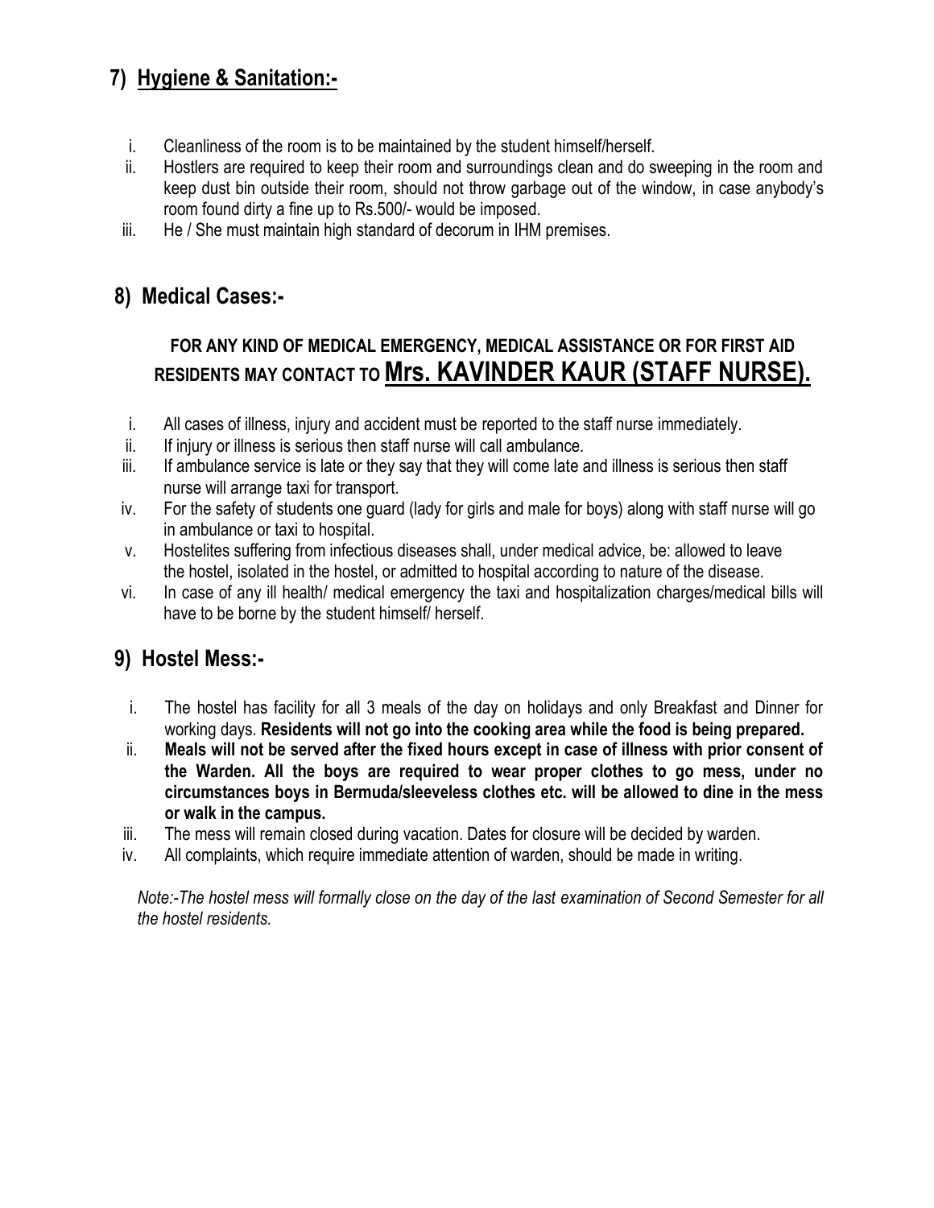## 7) Hygiene & Sanitation:-

i. Cleanliness of the room is to be maintained by the student himself/herself.
ii. Hostlers are required to keep their room and surroundings clean and do sweeping in the room and keep dust bin outside their room, should not throw garbage out of the window, in case anybody's room found dirty a fine up to Rs.500/- would be imposed.
iii. He / She must maintain high standard of decorum in IHM premises.

## 8) Medical Cases:-

### FOR ANY KIND OF MEDICAL EMERGENCY, MEDICAL ASSISTANCE OR FOR FIRST AID RESIDENTS MAY CONTACT TO Mrs. KAVINDER KAUR (STAFF NURSE).

i. All cases of illness, injury and accident must be reported to the staff nurse immediately.
ii. If injury or illness is serious then staff nurse will call ambulance.
iii. If ambulance service is late or they say that they will come late and illness is serious then staff nurse will arrange taxi for transport.
iv. For the safety of students one guard (lady for girls and male for boys) along with staff nurse will go in ambulance or taxi to hospital.
v. Hostelites suffering from infectious diseases shall, under medical advice, be: allowed to leave the hostel, isolated in the hostel, or admitted to hospital according to nature of the disease.
vi. In case of any ill health/ medical emergency the taxi and hospitalization charges/medical bills will have to be borne by the student himself/ herself.

## 9) Hostel Mess:-

i. The hostel has facility for all 3 meals of the day on holidays and only Breakfast and Dinner for working days. **Residents will not go into the cooking area while the food is being prepared.**
ii. **Meals will not be served after the fixed hours except in case of illness with prior consent of the Warden. All the boys are required to wear proper clothes to go mess, under no circumstances boys in Bermuda/sleeveless clothes etc. will be allowed to dine in the mess or walk in the campus.**
iii. The mess will remain closed during vacation. Dates for closure will be decided by warden.
iv. All complaints, which require immediate attention of warden, should be made in writing.

*Note:-The hostel mess will formally close on the day of the last examination of Second Semester for all the hostel residents.*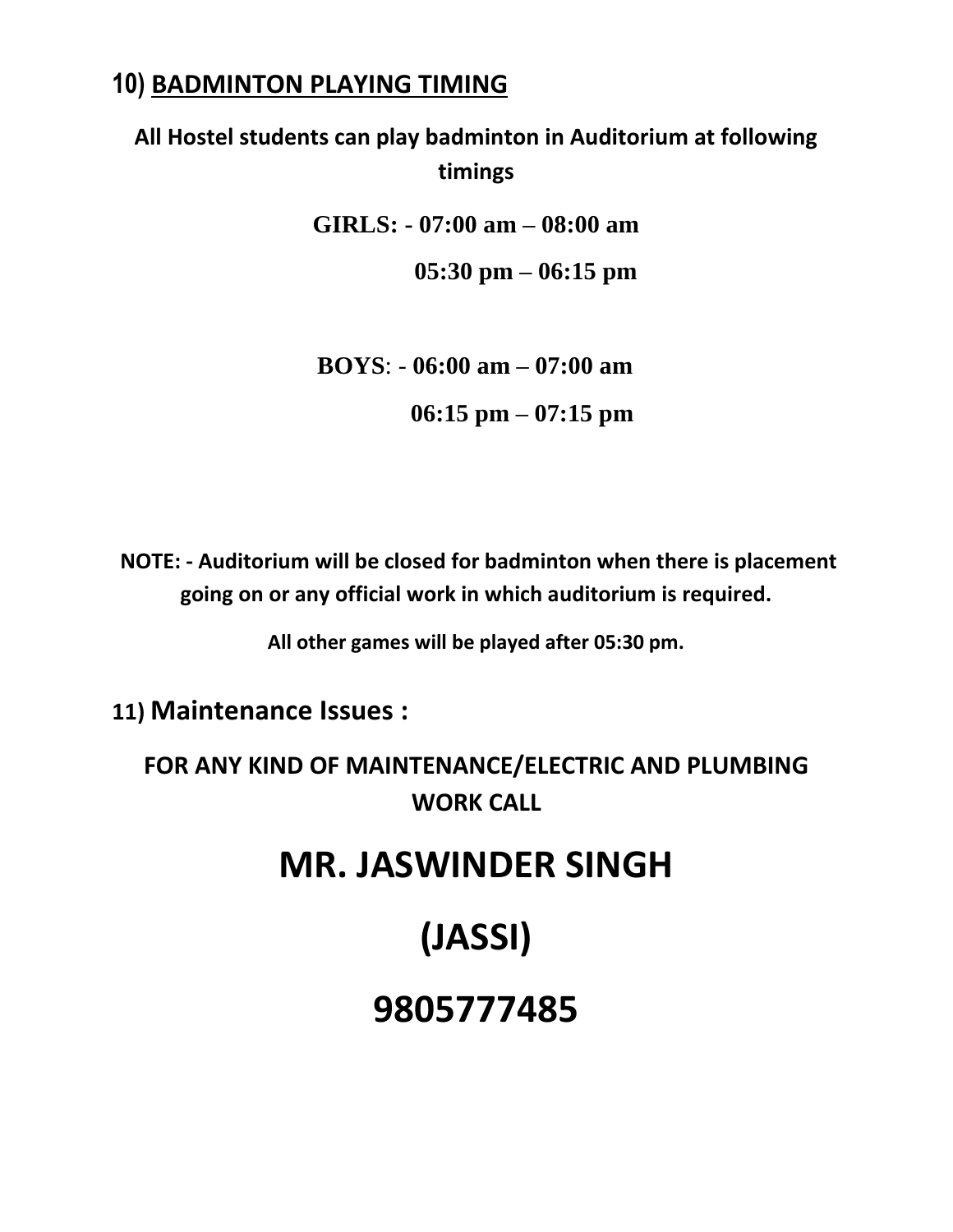## 10) BADMINTON PLAYING TIMING

**All Hostel students can play badminton in Auditorium at following timings**

**GIRLS: - 07:00 am – 08:00 am**

**05:30 pm – 06:15 pm**

**BOYS: - 06:00 am – 07:00 am**

**06:15 pm – 07:15 pm**

**NOTE: - Auditorium will be closed for badminton when there is placement going on or any official work in which auditorium is required.**

**All other games will be played after 05:30 pm.**

## 11) Maintenance Issues :

**FOR ANY KIND OF MAINTENANCE/ELECTRIC AND PLUMBING WORK CALL**

# MR. JASWINDER SINGH

# (JASSI)

# 9805777485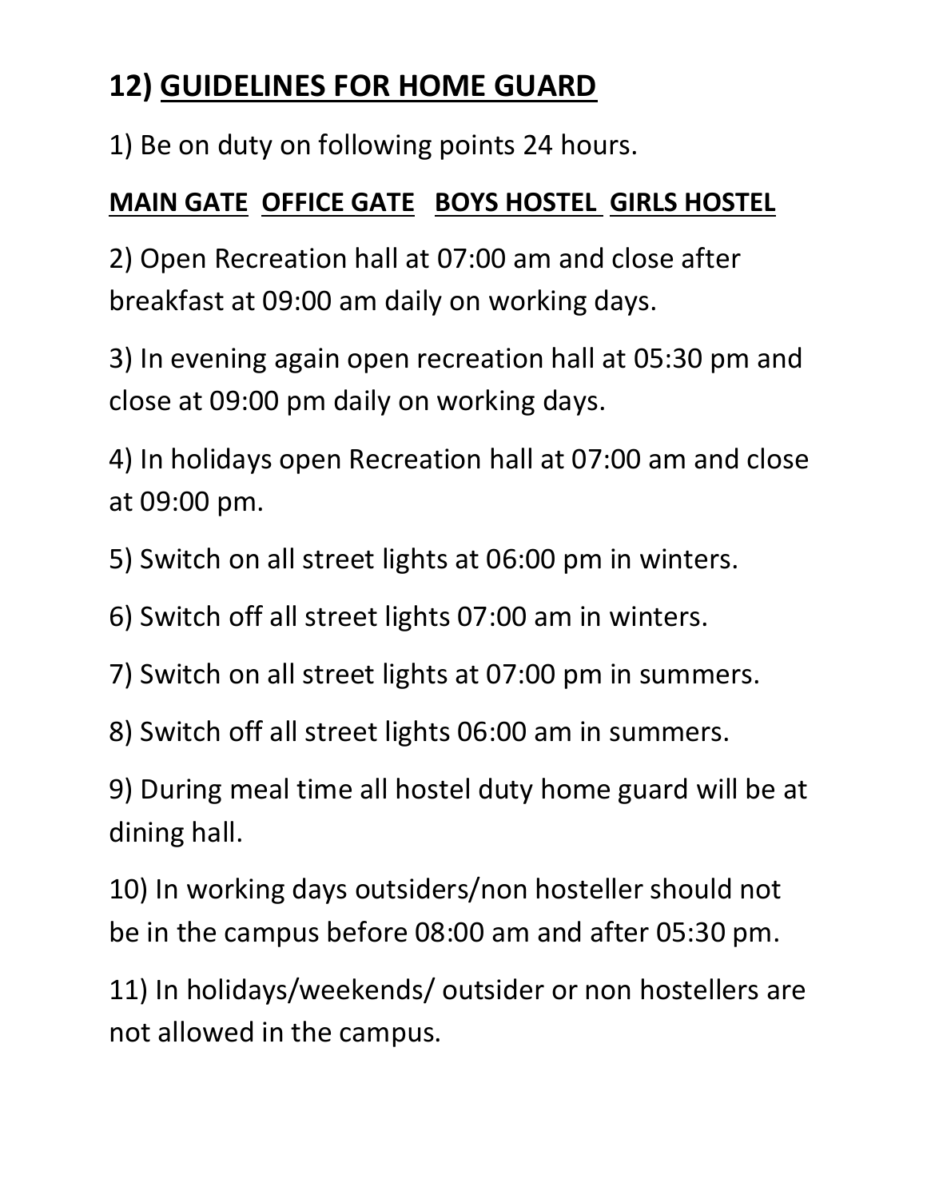## 12) <u>GUIDELINES FOR HOME GUARD</u>

1) Be on duty on following points 24 hours.

**<u>MAIN GATE</u>  <u>OFFICE GATE</u>  <u>BOYS HOSTEL</u>  <u>GIRLS HOSTEL</u>**

2) Open Recreation hall at 07:00 am and close after breakfast at 09:00 am daily on working days.

3) In evening again open recreation hall at 05:30 pm and close at 09:00 pm daily on working days.

4) In holidays open Recreation hall at 07:00 am and close at 09:00 pm.

5) Switch on all street lights at 06:00 pm in winters.

6) Switch off all street lights 07:00 am in winters.

7) Switch on all street lights at 07:00 pm in summers.

8) Switch off all street lights 06:00 am in summers.

9) During meal time all hostel duty home guard will be at dining hall.

10) In working days outsiders/non hosteller should not be in the campus before 08:00 am and after 05:30 pm.

11) In holidays/weekends/ outsider or non hostellers are not allowed in the campus.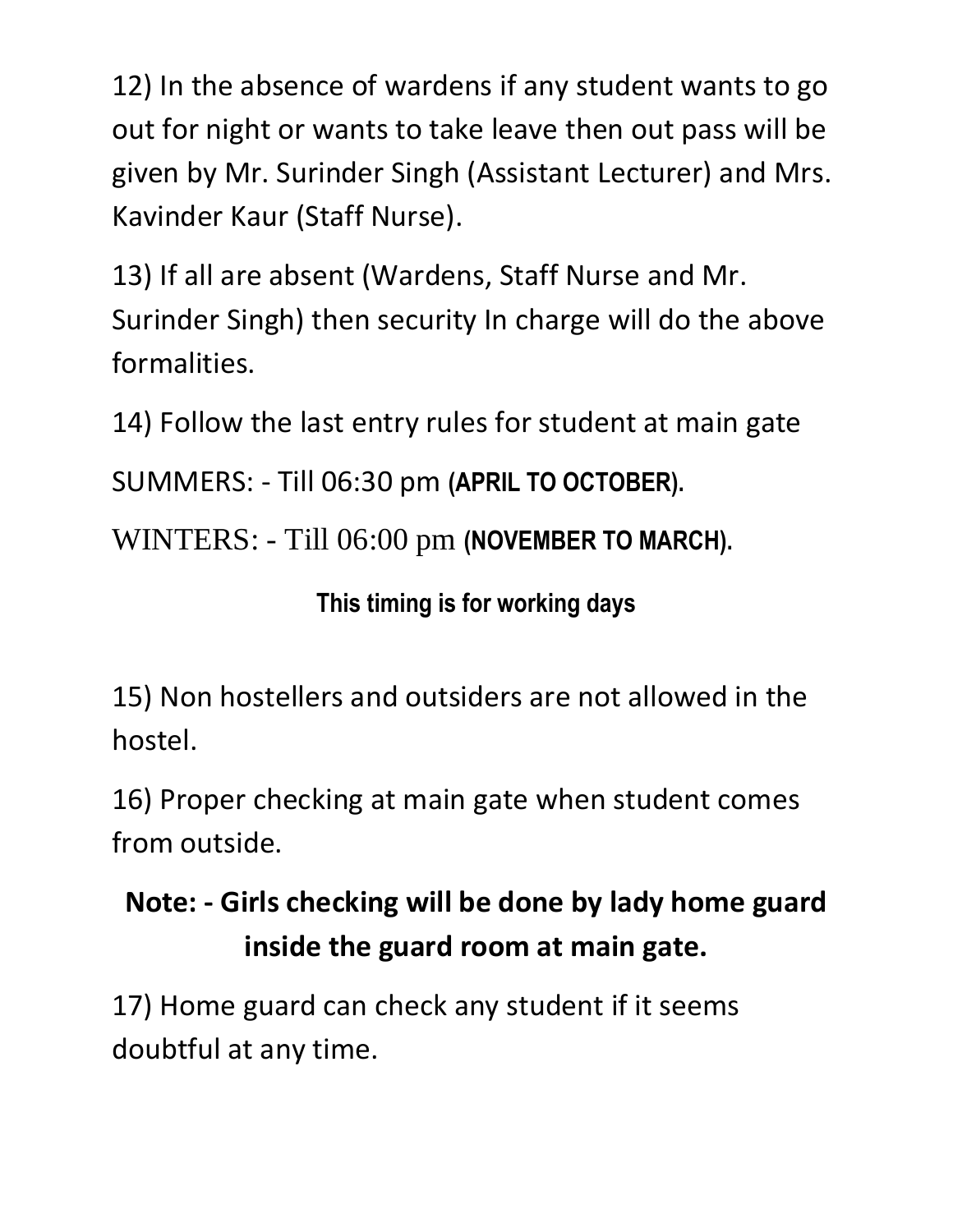12) In the absence of wardens if any student wants to go out for night or wants to take leave then out pass will be given by Mr. Surinder Singh (Assistant Lecturer) and Mrs. Kavinder Kaur (Staff Nurse).

13) If all are absent (Wardens, Staff Nurse and Mr. Surinder Singh) then security In charge will do the above formalities.

14) Follow the last entry rules for student at main gate

SUMMERS: - Till 06:30 pm **(APRIL TO OCTOBER)**.

WINTERS: - Till 06:00 pm **(NOVEMBER TO MARCH)**.

**This timing is for working days**

15) Non hostellers and outsiders are not allowed in the hostel.

16) Proper checking at main gate when student comes from outside.

**Note: - Girls checking will be done by lady home guard inside the guard room at main gate.**

17) Home guard can check any student if it seems doubtful at any time.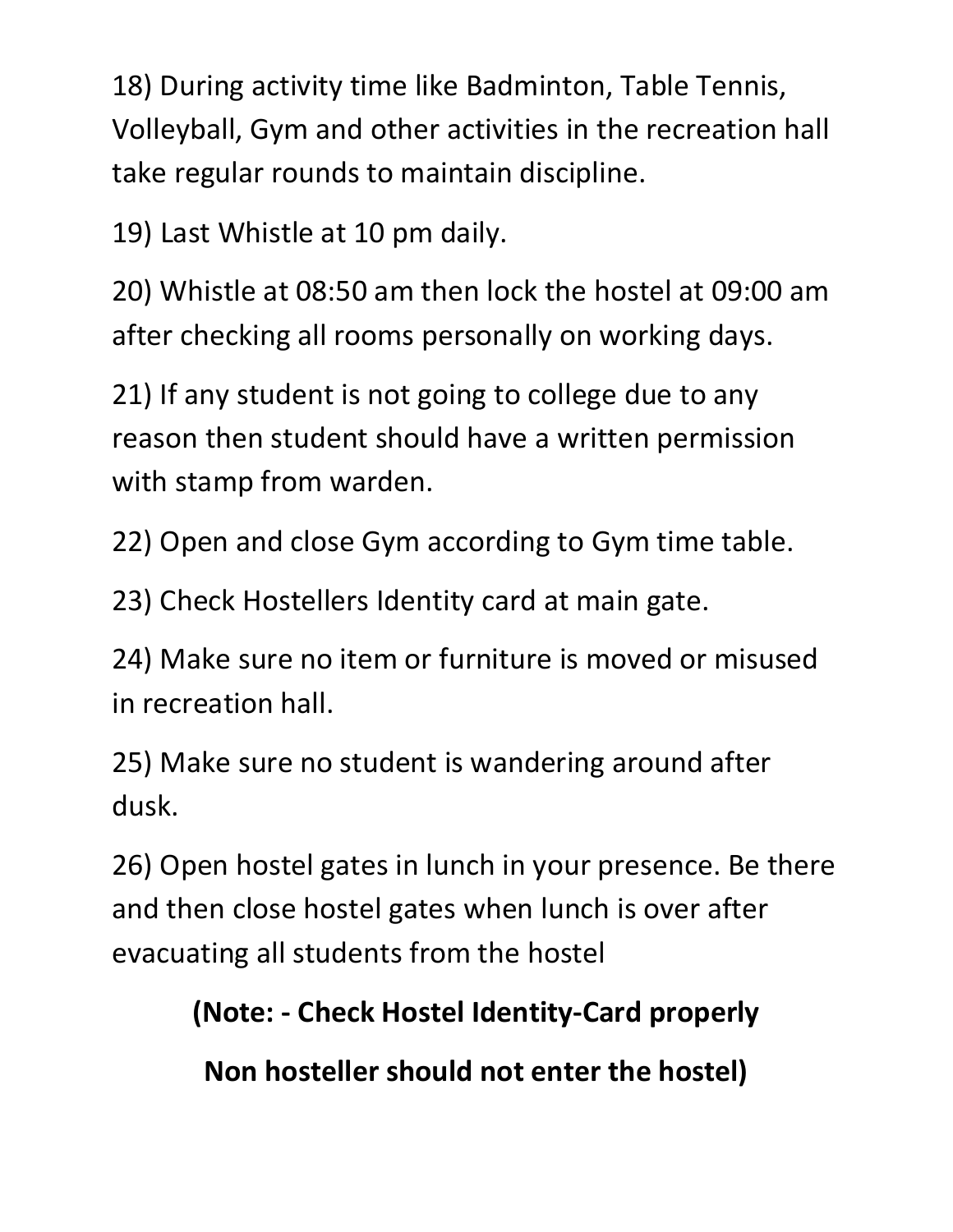18) During activity time like Badminton, Table Tennis, Volleyball, Gym and other activities in the recreation hall take regular rounds to maintain discipline.

19) Last Whistle at 10 pm daily.

20) Whistle at 08:50 am then lock the hostel at 09:00 am after checking all rooms personally on working days.

21) If any student is not going to college due to any reason then student should have a written permission with stamp from warden.

22) Open and close Gym according to Gym time table.

23) Check Hostellers Identity card at main gate.

24) Make sure no item or furniture is moved or misused in recreation hall.

25) Make sure no student is wandering around after dusk.

26) Open hostel gates in lunch in your presence. Be there and then close hostel gates when lunch is over after evacuating all students from the hostel

**(Note: - Check Hostel Identity-Card properly**

**Non hosteller should not enter the hostel)**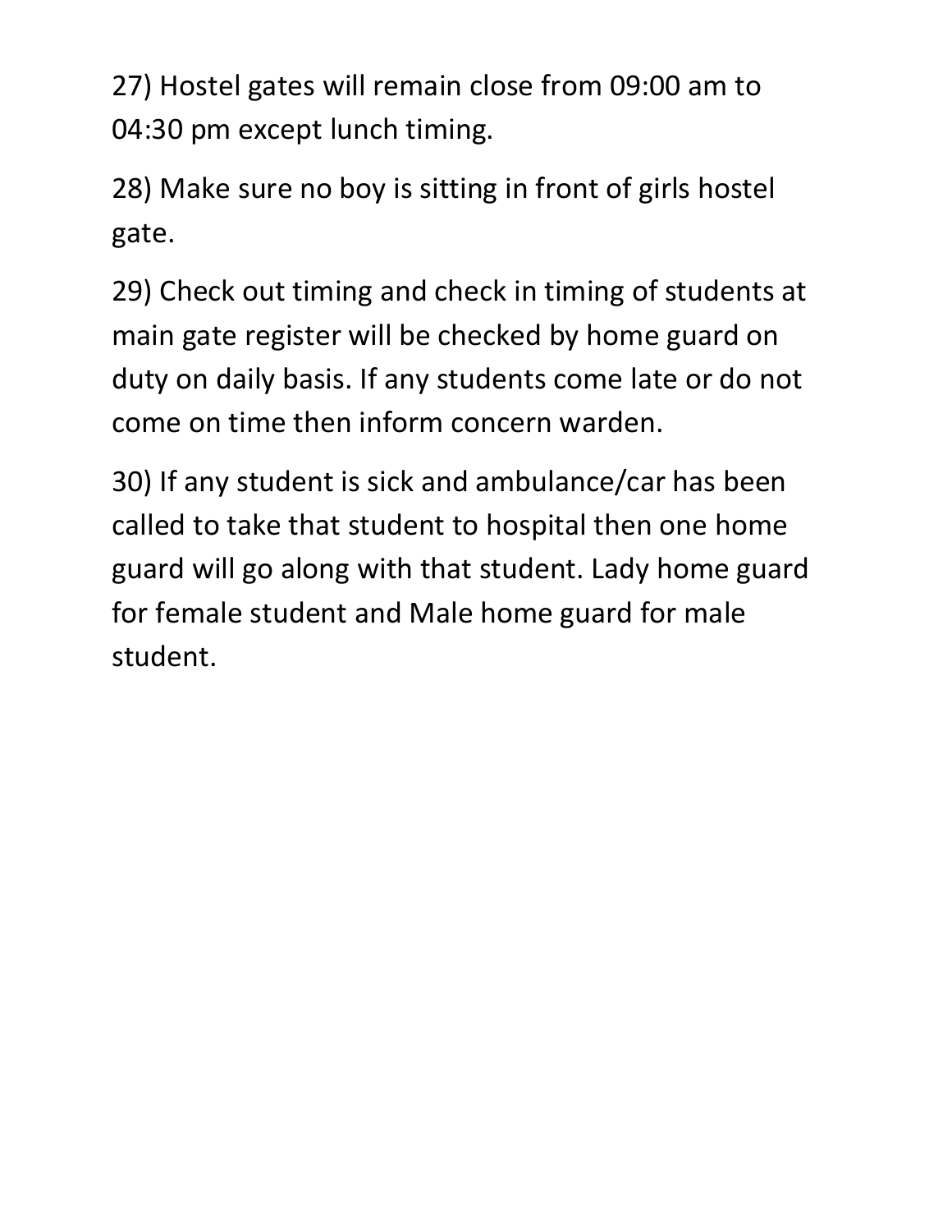27) Hostel gates will remain close from 09:00 am to 04:30 pm except lunch timing.

28) Make sure no boy is sitting in front of girls hostel gate.

29) Check out timing and check in timing of students at main gate register will be checked by home guard on duty on daily basis. If any students come late or do not come on time then inform concern warden.

30) If any student is sick and ambulance/car has been called to take that student to hospital then one home guard will go along with that student. Lady home guard for female student and Male home guard for male student.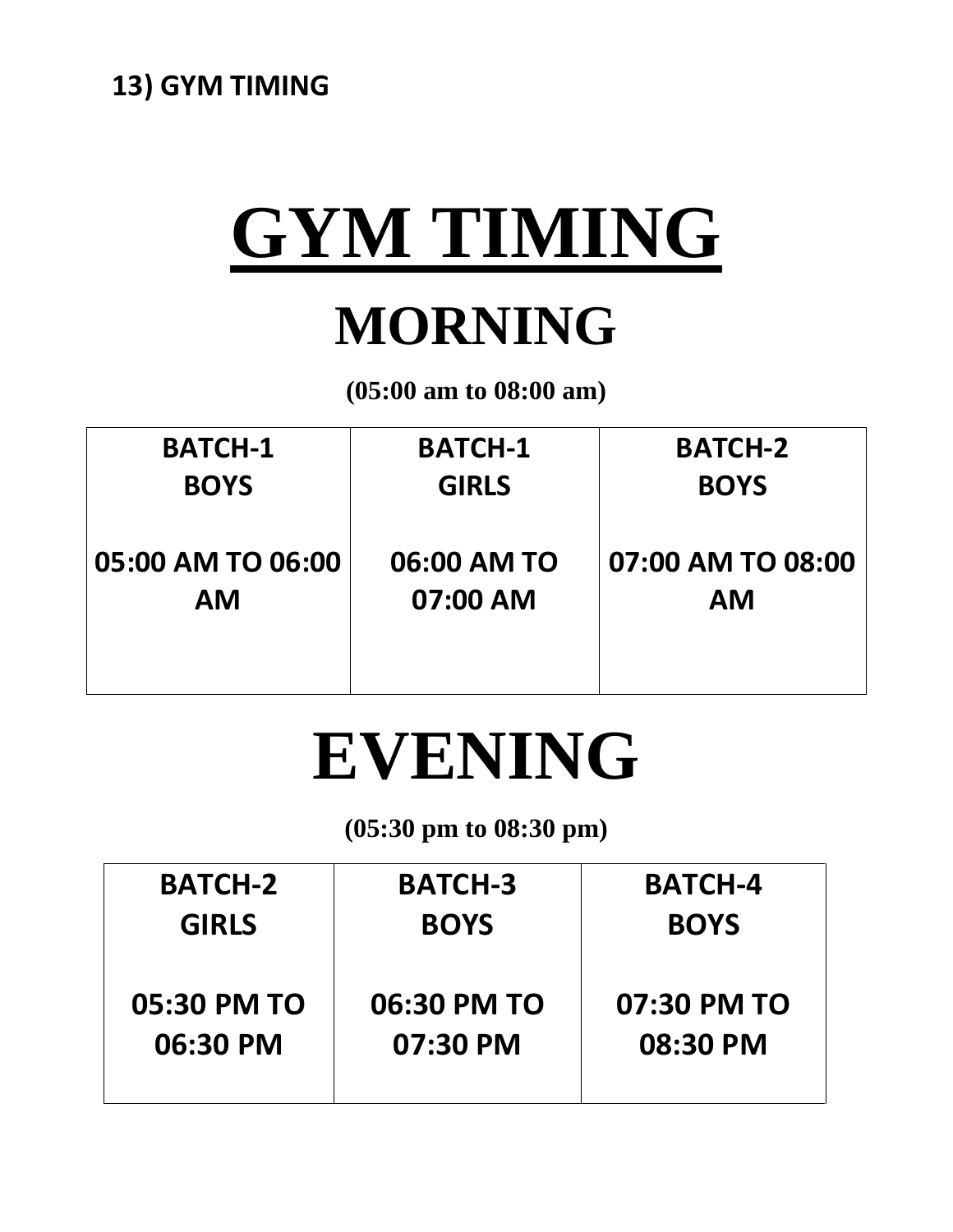**13) GYM TIMING**

# GYM TIMING

## MORNING

**(05:00 am to 08:00 am)**

| BATCH-1 BOYS | BATCH-1 GIRLS | BATCH-2 BOYS |
|---|---|---|
| 05:00 AM TO 06:00 AM | 06:00 AM TO 07:00 AM | 07:00 AM TO 08:00 AM |

## EVENING

**(05:30 pm to 08:30 pm)**

| BATCH-2 GIRLS | BATCH-3 BOYS | BATCH-4 BOYS |
|---|---|---|
| 05:30 PM TO 06:30 PM | 06:30 PM TO 07:30 PM | 07:30 PM TO 08:30 PM |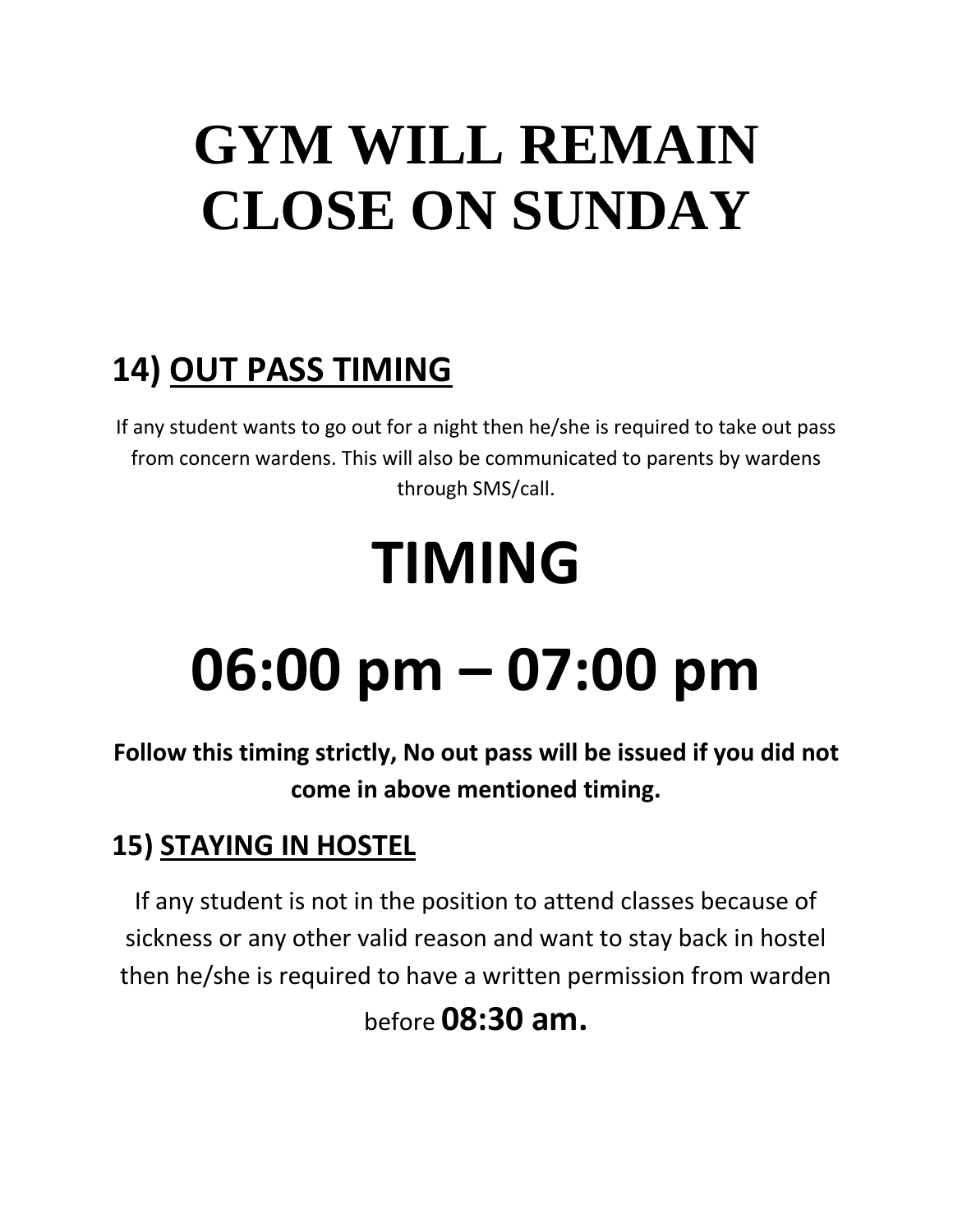# GYM WILL REMAIN CLOSE ON SUNDAY

## 14) <u>OUT PASS TIMING</u>

If any student wants to go out for a night then he/she is required to take out pass from concern wardens. This will also be communicated to parents by wardens through SMS/call.

# TIMING

# 06:00 pm – 07:00 pm

**Follow this timing strictly, No out pass will be issued if you did not come in above mentioned timing.**

## 15) <u>STAYING IN HOSTEL</u>

If any student is not in the position to attend classes because of sickness or any other valid reason and want to stay back in hostel then he/she is required to have a written permission from warden before **08:30 am.**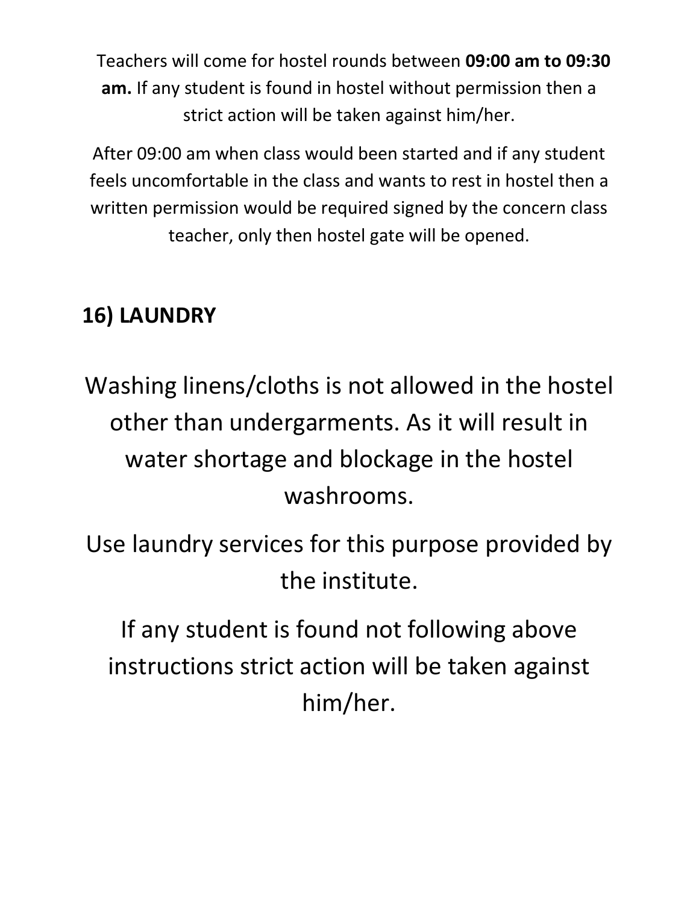Teachers will come for hostel rounds between **09:00 am to 09:30 am.** If any student is found in hostel without permission then a strict action will be taken against him/her.

After 09:00 am when class would been started and if any student feels uncomfortable in the class and wants to rest in hostel then a written permission would be required signed by the concern class teacher, only then hostel gate will be opened.

## 16) LAUNDRY

Washing linens/cloths is not allowed in the hostel other than undergarments. As it will result in water shortage and blockage in the hostel washrooms.

Use laundry services for this purpose provided by the institute.

If any student is found not following above instructions strict action will be taken against him/her.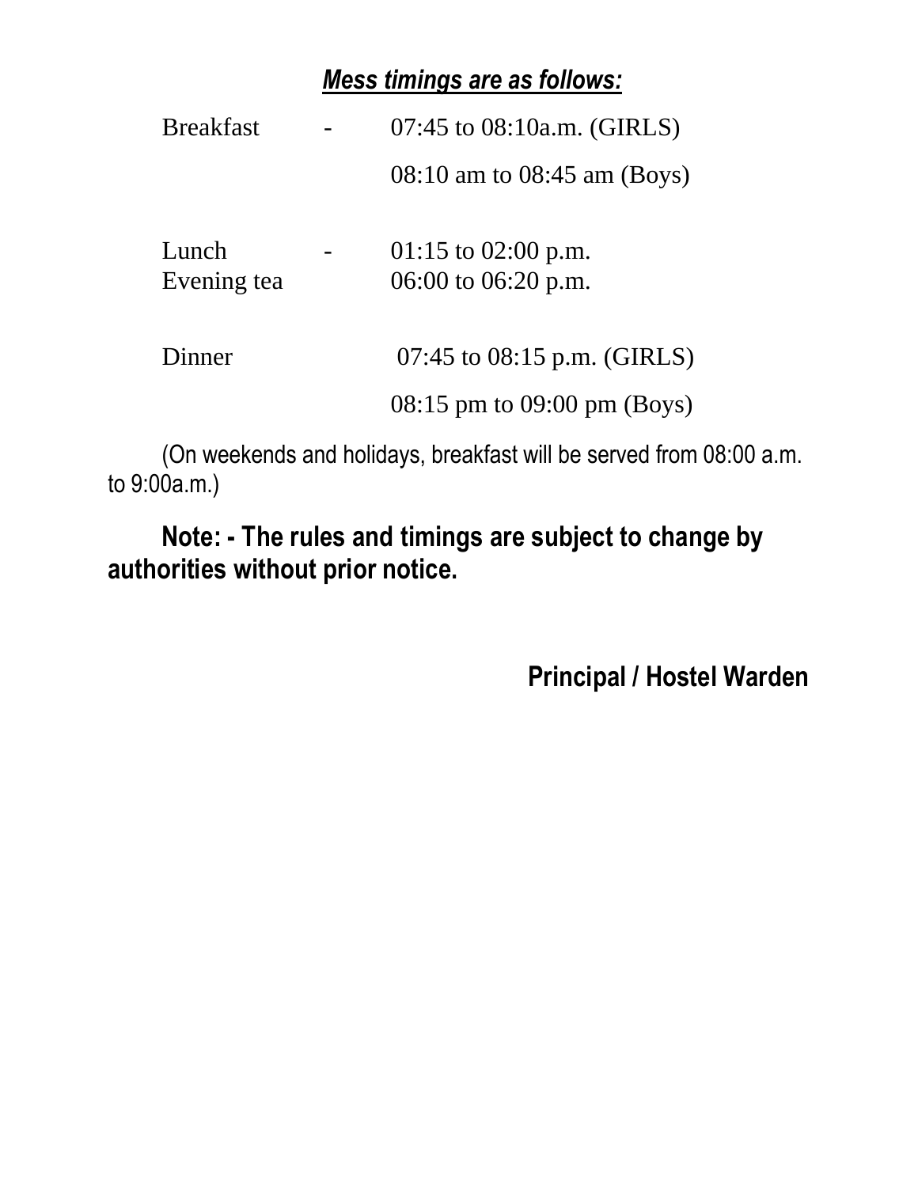***Mess timings are as follows:***

| | | |
|---|---|---|
| Breakfast | - | 07:45 to 08:10a.m. (GIRLS) |
| | | 08:10 am to 08:45 am (Boys) |
| Lunch | - | 01:15 to 02:00 p.m. |
| Evening tea | | 06:00 to 06:20 p.m. |
| Dinner | | 07:45 to 08:15 p.m. (GIRLS) |
| | | 08:15 pm to 09:00 pm (Boys) |

(On weekends and holidays, breakfast will be served from 08:00 a.m. to 9:00a.m.)

**Note: - The rules and timings are subject to change by authorities without prior notice.**

**Principal / Hostel Warden**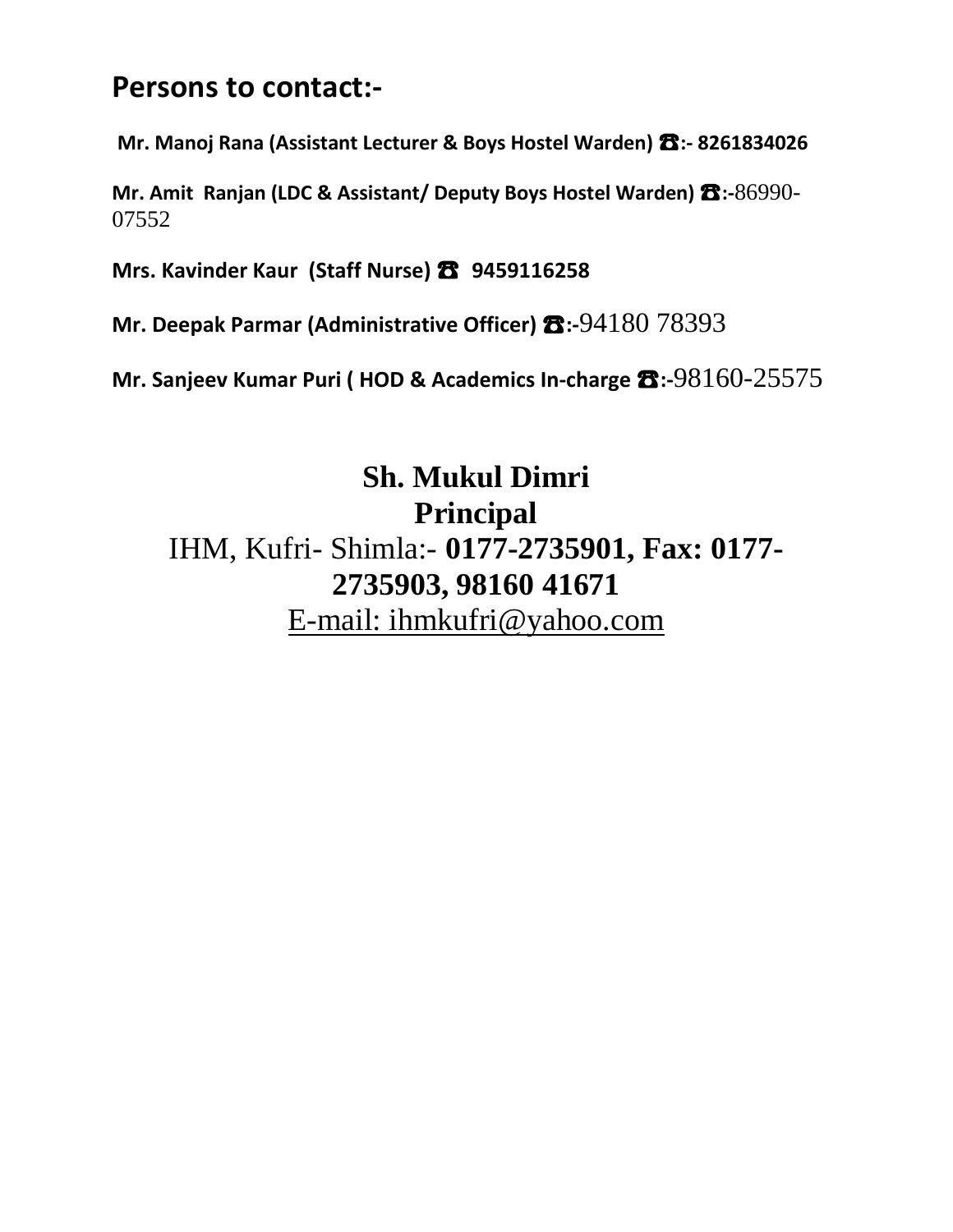## Persons to contact:-

**Mr. Manoj Rana (Assistant Lecturer & Boys Hostel Warden) ☎:- 8261834026**

**Mr. Amit Ranjan (LDC & Assistant/ Deputy Boys Hostel Warden) ☎:-**86990-07552

**Mrs. Kavinder Kaur (Staff Nurse) ☎ 9459116258**

**Mr. Deepak Parmar (Administrative Officer) ☎:-**94180 78393

**Mr. Sanjeev Kumar Puri ( HOD & Academics In-charge ☎:-**98160-25575

**Sh. Mukul Dimri**

**Principal**

IHM, Kufri- Shimla:- **0177-2735901, Fax: 0177-2735903, 98160 41671**

E-mail: ihmkufri@yahoo.com